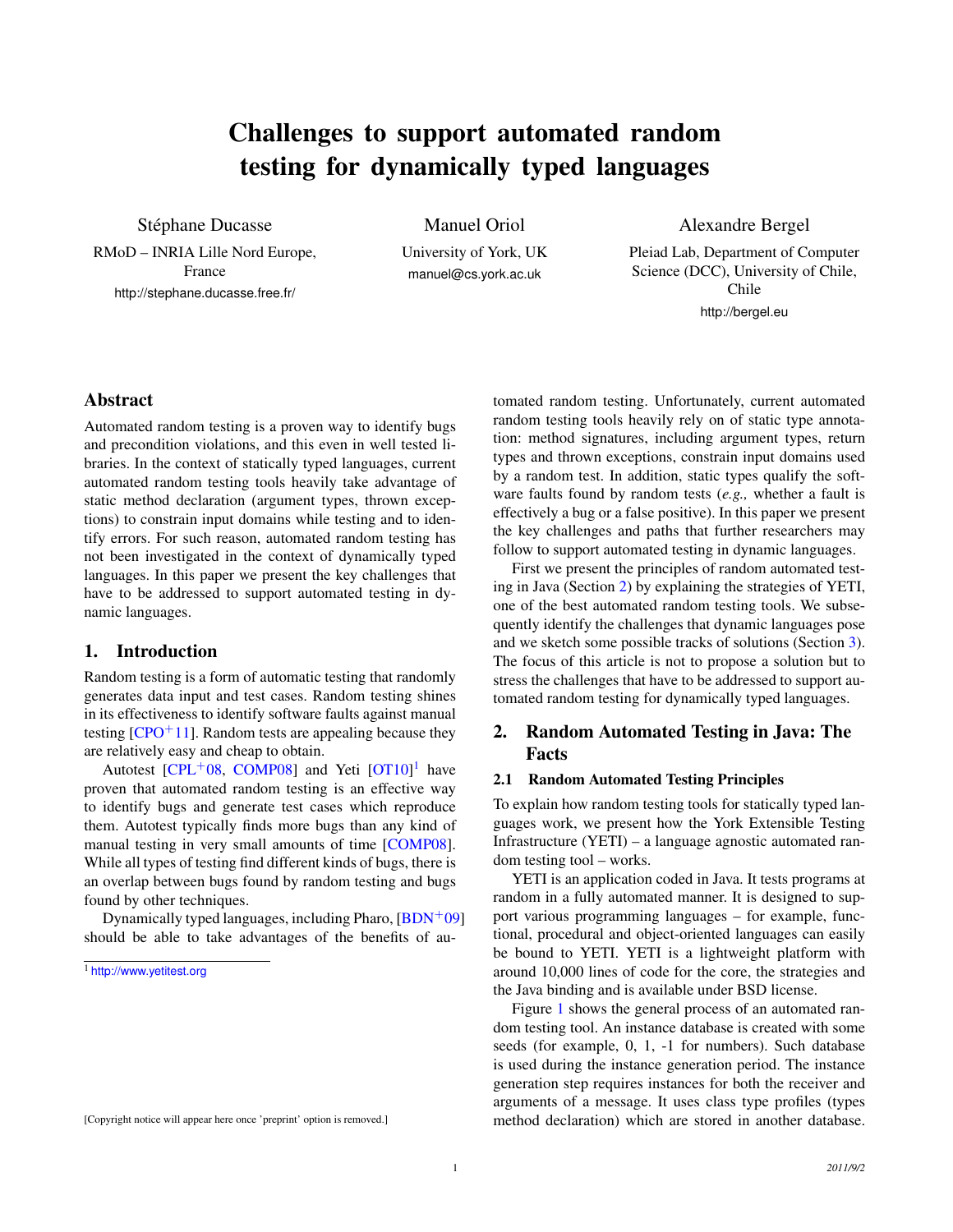# Challenges to support automated random testing for dynamically typed languages

Stéphane Ducasse
RMoD – INRIA Lille Nord Europe, France
http://stephane.ducasse.free.fr/

Manuel Oriol
University of York, UK
manuel@cs.york.ac.uk

Alexandre Bergel
Pleiad Lab, Department of Computer Science (DCC), University of Chile, Chile
http://bergel.eu

## Abstract

Automated random testing is a proven way to identify bugs and precondition violations, and this even in well tested libraries. In the context of statically typed languages, current automated random testing tools heavily take advantage of static method declaration (argument types, thrown exceptions) to constrain input domains while testing and to identify errors. For such reason, automated random testing has not been investigated in the context of dynamically typed languages. In this paper we present the key challenges that have to be addressed to support automated testing in dynamic languages.

## 1. Introduction

Random testing is a form of automatic testing that randomly generates data input and test cases. Random testing shines in its effectiveness to identify software faults against manual testing [CPO+11]. Random tests are appealing because they are relatively easy and cheap to obtain.

Autotest [CPL+08, COMP08] and Yeti [OT10][1] have proven that automated random testing is an effective way to identify bugs and generate test cases which reproduce them. Autotest typically finds more bugs than any kind of manual testing in very small amounts of time [COMP08]. While all types of testing find different kinds of bugs, there is an overlap between bugs found by random testing and bugs found by other techniques.

Dynamically typed languages, including Pharo, [BDN+09] should be able to take advantages of the benefits of automated random testing. Unfortunately, current automated random testing tools heavily rely on of static type annotation: method signatures, including argument types, return types and thrown exceptions, constrain input domains used by a random test. In addition, static types qualify the software faults found by random tests (*e.g.,* whether a fault is effectively a bug or a false positive). In this paper we present the key challenges and paths that further researchers may follow to support automated testing in dynamic languages.

First we present the principles of random automated testing in Java (Section 2) by explaining the strategies of YETI, one of the best automated random testing tools. We subsequently identify the challenges that dynamic languages pose and we sketch some possible tracks of solutions (Section 3). The focus of this article is not to propose a solution but to stress the challenges that have to be addressed to support automated random testing for dynamically typed languages.

## 2. Random Automated Testing in Java: The Facts

### 2.1 Random Automated Testing Principles

To explain how random testing tools for statically typed languages work, we present how the York Extensible Testing Infrastructure (YETI) – a language agnostic automated random testing tool – works.

YETI is an application coded in Java. It tests programs at random in a fully automated manner. It is designed to support various programming languages – for example, functional, procedural and object-oriented languages can easily be bound to YETI. YETI is a lightweight platform with around 10,000 lines of code for the core, the strategies and the Java binding and is available under BSD license.

Figure 1 shows the general process of an automated random testing tool. An instance database is created with some seeds (for example, 0, 1, -1 for numbers). Such database is used during the instance generation period. The instance generation step requires instances for both the receiver and arguments of a message. It uses class type profiles (types method declaration) which are stored in another database.

[1] http://www.yetitest.org

[Copyright notice will appear here once 'preprint' option is removed.]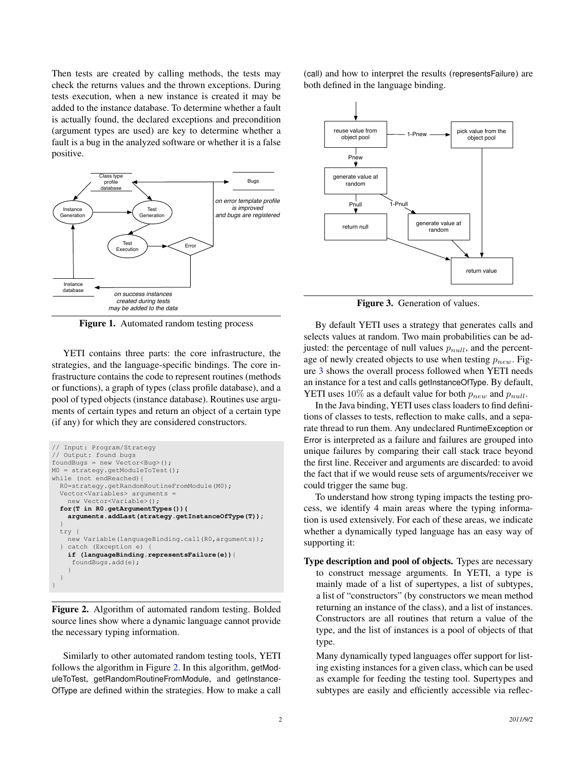Then tests are created by calling methods, the tests may check the returns values and the thrown exceptions. During tests execution, when a new instance is created it may be added to the instance database. To determine whether a fault is actually found, the declared exceptions and precondition (argument types are used) are key to determine whether a fault is a bug in the analyzed software or whether it is a false positive.

**Figure 1.** Automated random testing process

YETI contains three parts: the core infrastructure, the strategies, and the language-specific bindings. The core infrastructure contains the code to represent routines (methods or functions), a graph of types (class profile database), and a pool of typed objects (instance database). Routines use arguments of certain types and return an object of a certain type (if any) for which they are considered constructors.

```
// Input: Program/Strategy
// Output: found bugs
foundBugs = new Vector<Bug>();
M0 = strategy.getModuleToTest();
while (not endReached){
  R0=strategy.getRandomRoutineFromModule(M0);
  Vector<Variables> arguments =
    new Vector<Variable>();
  for(T in R0.getArgumentTypes()){
    arguments.addLast(strategy.getInstanceOfType(T));
  }
  try {
    new Variable(languageBinding.call(R0,arguments));
  } catch (Exception e) {
    if (languageBinding.representsFailure(e)){
     foundBugs.add(e);
    }
  }
}
```

**Figure 2.** Algorithm of automated random testing. Bolded source lines show where a dynamic language cannot provide the necessary typing information.

Similarly to other automated random testing tools, YETI follows the algorithm in Figure 2. In this algorithm, getModuleToTest, getRandomRoutineFromModule, and getInstanceOfType are defined within the strategies. How to make a call (call) and how to interpret the results (representsFailure) are both defined in the language binding.

**Figure 3.** Generation of values.

By default YETI uses a strategy that generates calls and selects values at random. Two main probabilities can be adjusted: the percentage of null values $p_{null}$, and the percentage of newly created objects to use when testing $p_{new}$. Figure 3 shows the overall process followed when YETI needs an instance for a test and calls getInstanceOfType. By default, YETI uses $10\%$ as a default value for both $p_{new}$ and $p_{null}$.

In the Java binding, YETI uses class loaders to find definitions of classes to tests, reflection to make calls, and a separate thread to run them. Any undeclared RuntimeException or Error is interpreted as a failure and failures are grouped into unique failures by comparing their call stack trace beyond the first line. Receiver and arguments are discarded: to avoid the fact that if we would reuse sets of arguments/receiver we could trigger the same bug.

To understand how strong typing impacts the testing process, we identify 4 main areas where the typing information is used extensively. For each of these areas, we indicate whether a dynamically typed language has an easy way of supporting it:

**Type description and pool of objects.** Types are necessary to construct message arguments. In YETI, a type is mainly made of a list of supertypes, a list of subtypes, a list of "constructors" (by constructors we mean method returning an instance of the class), and a list of instances. Constructors are all routines that return a value of the type, and the list of instances is a pool of objects of that type.

Many dynamically typed languages offer support for listing existing instances for a given class, which can be used as example for feeding the testing tool. Supertypes and subtypes are easily and efficiently accessible via reflec-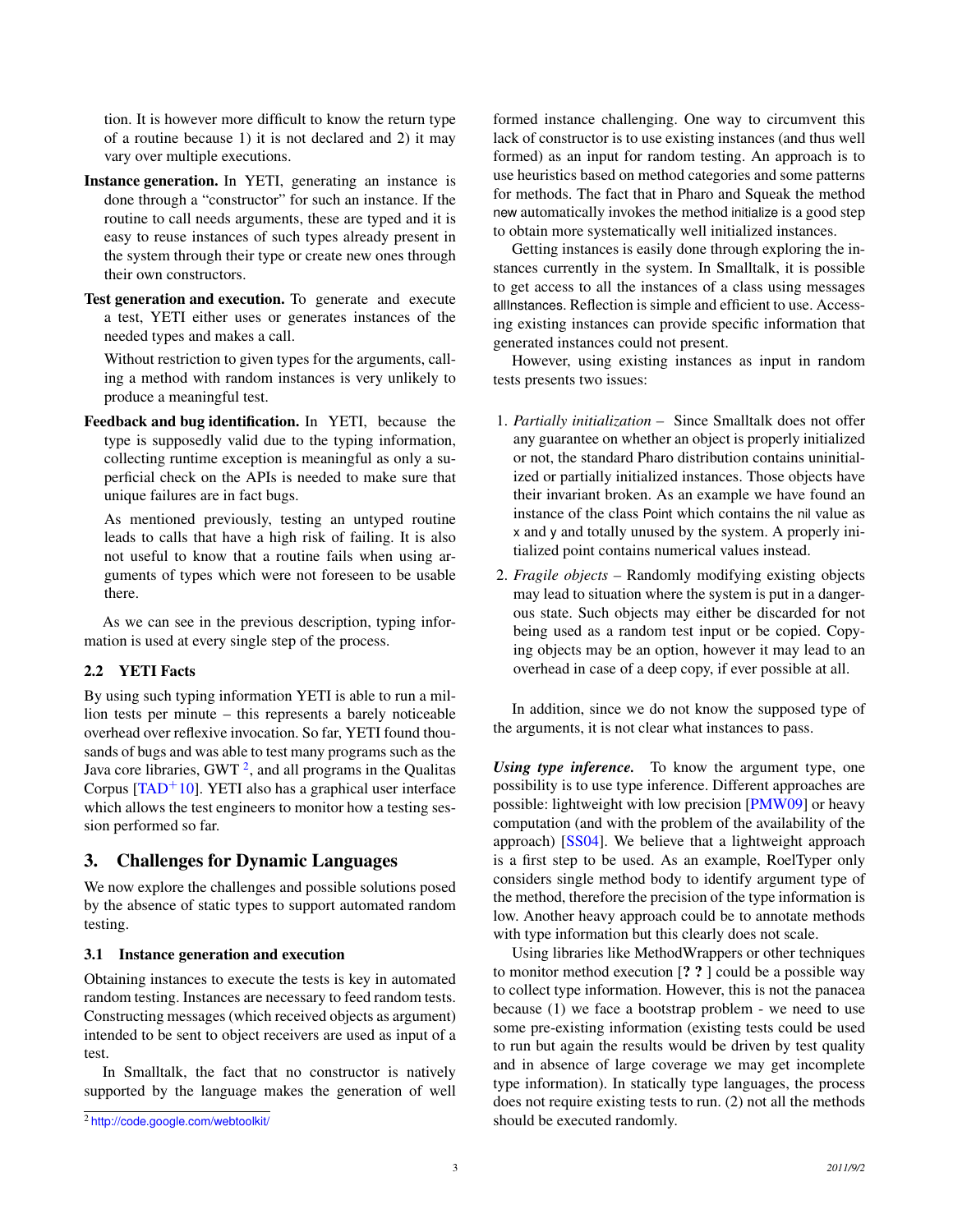tion. It is however more difficult to know the return type of a routine because 1) it is not declared and 2) it may vary over multiple executions.

**Instance generation.** In YETI, generating an instance is done through a "constructor" for such an instance. If the routine to call needs arguments, these are typed and it is easy to reuse instances of such types already present in the system through their type or create new ones through their own constructors.

**Test generation and execution.** To generate and execute a test, YETI either uses or generates instances of the needed types and makes a call.

Without restriction to given types for the arguments, calling a method with random instances is very unlikely to produce a meaningful test.

**Feedback and bug identification.** In YETI, because the type is supposedly valid due to the typing information, collecting runtime exception is meaningful as only a superficial check on the APIs is needed to make sure that unique failures are in fact bugs.

As mentioned previously, testing an untyped routine leads to calls that have a high risk of failing. It is also not useful to know that a routine fails when using arguments of types which were not foreseen to be usable there.

As we can see in the previous description, typing information is used at every single step of the process.

### 2.2 YETI Facts

By using such typing information YETI is able to run a million tests per minute – this represents a barely noticeable overhead over reflexive invocation. So far, YETI found thousands of bugs and was able to test many programs such as the Java core libraries, GWT [2], and all programs in the Qualitas Corpus [TAD+10]. YETI also has a graphical user interface which allows the test engineers to monitor how a testing session performed so far.

## 3. Challenges for Dynamic Languages

We now explore the challenges and possible solutions posed by the absence of static types to support automated random testing.

### 3.1 Instance generation and execution

Obtaining instances to execute the tests is key in automated random testing. Instances are necessary to feed random tests. Constructing messages (which received objects as argument) intended to be sent to object receivers are used as input of a test.

In Smalltalk, the fact that no constructor is natively supported by the language makes the generation of well formed instance challenging. One way to circumvent this lack of constructor is to use existing instances (and thus well formed) as an input for random testing. An approach is to use heuristics based on method categories and some patterns for methods. The fact that in Pharo and Squeak the method `new` automatically invokes the method `initialize` is a good step to obtain more systematically well initialized instances.

Getting instances is easily done through exploring the instances currently in the system. In Smalltalk, it is possible to get access to all the instances of a class using messages `allInstances`. Reflection is simple and efficient to use. Accessing existing instances can provide specific information that generated instances could not present.

However, using existing instances as input in random tests presents two issues:

1. *Partially initialization* – Since Smalltalk does not offer any guarantee on whether an object is properly initialized or not, the standard Pharo distribution contains uninitialized or partially initialized instances. Those objects have their invariant broken. As an example we have found an instance of the class `Point` which contains the `nil` value as `x` and `y` and totally unused by the system. A properly initialized point contains numerical values instead.
2. *Fragile objects* – Randomly modifying existing objects may lead to situation where the system is put in a dangerous state. Such objects may either be discarded for not being used as a random test input or be copied. Copying objects may be an option, however it may lead to an overhead in case of a deep copy, if ever possible at all.

In addition, since we do not know the supposed type of the arguments, it is not clear what instances to pass.

***Using type inference.*** To know the argument type, one possibility is to use type inference. Different approaches are possible: lightweight with low precision [PMW09] or heavy computation (and with the problem of the availability of the approach) [SS04]. We believe that a lightweight approach is a first step to be used. As an example, RoelTyper only considers single method body to identify argument type of the method, therefore the precision of the type information is low. Another heavy approach could be to annotate methods with type information but this clearly does not scale.

Using libraries like MethodWrappers or other techniques to monitor method execution [**? ?** ] could be a possible way to collect type information. However, this is not the panacea because (1) we face a bootstrap problem - we need to use some pre-existing information (existing tests could be used to run but again the results would be driven by test quality and in absence of large coverage we may get incomplete type information). In statically type languages, the process does not require existing tests to run. (2) not all the methods should be executed randomly.

[2] http://code.google.com/webtoolkit/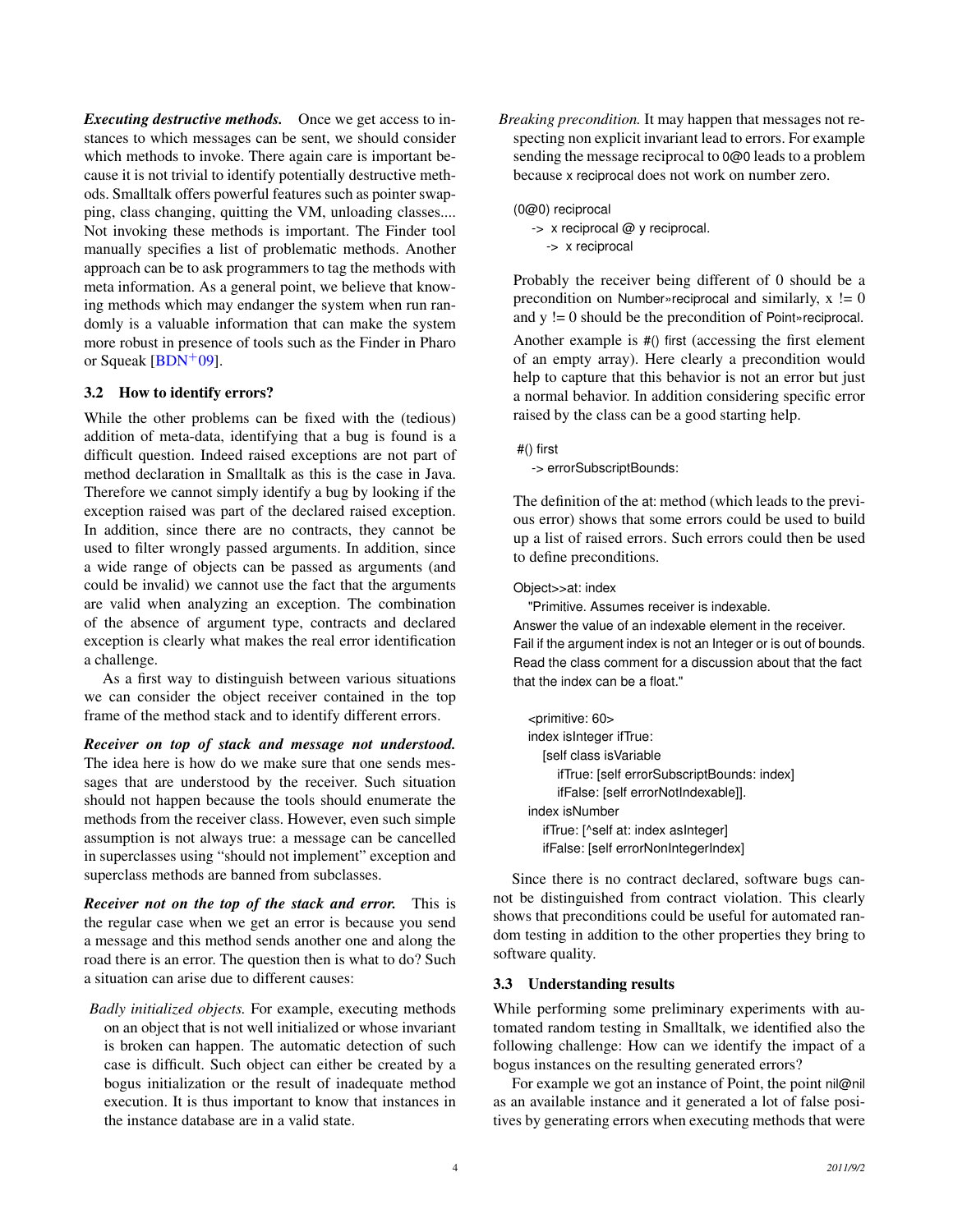***Executing destructive methods.*** Once we get access to instances to which messages can be sent, we should consider which methods to invoke. There again care is important because it is not trivial to identify potentially destructive methods. Smalltalk offers powerful features such as pointer swapping, class changing, quitting the VM, unloading classes.... Not invoking these methods is important. The Finder tool manually specifies a list of problematic methods. Another approach can be to ask programmers to tag the methods with meta information. As a general point, we believe that knowing methods which may endanger the system when run randomly is a valuable information that can make the system more robust in presence of tools such as the Finder in Pharo or Squeak [BDN+09].

### 3.2 How to identify errors?

While the other problems can be fixed with the (tedious) addition of meta-data, identifying that a bug is found is a difficult question. Indeed raised exceptions are not part of method declaration in Smalltalk as this is the case in Java. Therefore we cannot simply identify a bug by looking if the exception raised was part of the declared raised exception. In addition, since there are no contracts, they cannot be used to filter wrongly passed arguments. In addition, since a wide range of objects can be passed as arguments (and could be invalid) we cannot use the fact that the arguments are valid when analyzing an exception. The combination of the absence of argument type, contracts and declared exception is clearly what makes the real error identification a challenge.

As a first way to distinguish between various situations we can consider the object receiver contained in the top frame of the method stack and to identify different errors.

***Receiver on top of stack and message not understood.*** The idea here is how do we make sure that one sends messages that are understood by the receiver. Such situation should not happen because the tools should enumerate the methods from the receiver class. However, even such simple assumption is not always true: a message can be cancelled in superclasses using "should not implement" exception and superclass methods are banned from subclasses.

***Receiver not on the top of the stack and error.*** This is the regular case when we get an error is because you send a message and this method sends another one and along the road there is an error. The question then is what to do? Such a situation can arise due to different causes:

*Badly initialized objects.* For example, executing methods on an object that is not well initialized or whose invariant is broken can happen. The automatic detection of such case is difficult. Such object can either be created by a bogus initialization or the result of inadequate method execution. It is thus important to know that instances in the instance database are in a valid state.

*Breaking precondition.* It may happen that messages not respecting non explicit invariant lead to errors. For example sending the message reciprocal to 0@0 leads to a problem because x reciprocal does not work on number zero.

```
(0@0) reciprocal
  -> x reciprocal @ y reciprocal.
     -> x reciprocal
```

Probably the receiver being different of 0 should be a precondition on Number»reciprocal and similarly, x != 0 and y != 0 should be the precondition of Point»reciprocal.

Another example is #() first (accessing the first element of an empty array). Here clearly a precondition would help to capture that this behavior is not an error but just a normal behavior. In addition considering specific error raised by the class can be a good starting help.

```
#() first
  -> errorSubscriptBounds:
```

The definition of the at: method (which leads to the previous error) shows that some errors could be used to build up a list of raised errors. Such errors could then be used to define preconditions.

```
Object>>at: index
  "Primitive. Assumes receiver is indexable.
Answer the value of an indexable element in the receiver.
Fail if the argument index is not an Integer or is out of bounds.
Read the class comment for a discussion about that the fact
that the index can be a float."

  <primitive: 60>
  index isInteger ifTrue:
     [self class isVariable
        ifTrue: [self errorSubscriptBounds: index]
        ifFalse: [self errorNotIndexable]].
  index isNumber
     ifTrue: [^self at: index asInteger]
     ifFalse: [self errorNonIntegerIndex]
```

Since there is no contract declared, software bugs cannot be distinguished from contract violation. This clearly shows that preconditions could be useful for automated random testing in addition to the other properties they bring to software quality.

### 3.3 Understanding results

While performing some preliminary experiments with automated random testing in Smalltalk, we identified also the following challenge: How can we identify the impact of a bogus instances on the resulting generated errors?

For example we got an instance of Point, the point nil@nil as an available instance and it generated a lot of false positives by generating errors when executing methods that were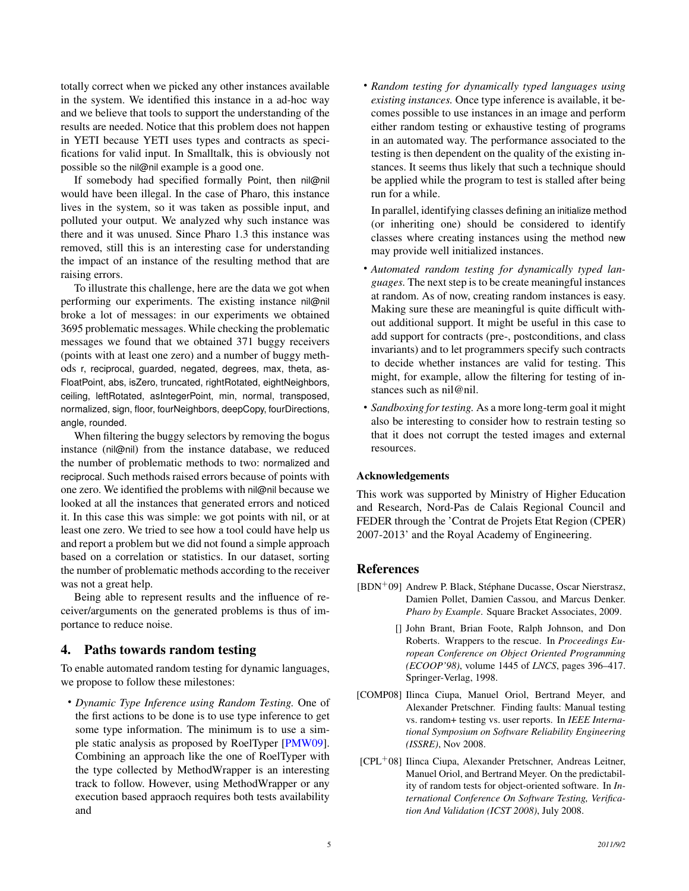totally correct when we picked any other instances available in the system. We identified this instance in a ad-hoc way and we believe that tools to support the understanding of the results are needed. Notice that this problem does not happen in YETI because YETI uses types and contracts as specifications for valid input. In Smalltalk, this is obviously not possible so the nil@nil example is a good one.

If somebody had specified formally Point, then nil@nil would have been illegal. In the case of Pharo, this instance lives in the system, so it was taken as possible input, and polluted your output. We analyzed why such instance was there and it was unused. Since Pharo 1.3 this instance was removed, still this is an interesting case for understanding the impact of an instance of the resulting method that are raising errors.

To illustrate this challenge, here are the data we got when performing our experiments. The existing instance nil@nil broke a lot of messages: in our experiments we obtained 3695 problematic messages. While checking the problematic messages we found that we obtained 371 buggy receivers (points with at least one zero) and a number of buggy methods r, reciprocal, guarded, negated, degrees, max, theta, asFloatPoint, abs, isZero, truncated, rightRotated, eightNeighbors, ceiling, leftRotated, asIntegerPoint, min, normal, transposed, normalized, sign, floor, fourNeighbors, deepCopy, fourDirections, angle, rounded.

When filtering the buggy selectors by removing the bogus instance (nil@nil) from the instance database, we reduced the number of problematic methods to two: normalized and reciprocal. Such methods raised errors because of points with one zero. We identified the problems with nil@nil because we looked at all the instances that generated errors and noticed it. In this case this was simple: we got points with nil, or at least one zero. We tried to see how a tool could have help us and report a problem but we did not found a simple approach based on a correlation or statistics. In our dataset, sorting the number of problematic methods according to the receiver was not a great help.

Being able to represent results and the influence of receiver/arguments on the generated problems is thus of importance to reduce noise.

## 4. Paths towards random testing

To enable automated random testing for dynamic languages, we propose to follow these milestones:

- *Dynamic Type Inference using Random Testing.* One of the first actions to be done is to use type inference to get some type information. The minimum is to use a simple static analysis as proposed by RoelTyper [PMW09]. Combining an approach like the one of RoelTyper with the type collected by MethodWrapper is an interesting track to follow. However, using MethodWrapper or any execution based appraoch requires both tests availability and
- *Random testing for dynamically typed languages using existing instances.* Once type inference is available, it becomes possible to use instances in an image and perform either random testing or exhaustive testing of programs in an automated way. The performance associated to the testing is then dependent on the quality of the existing instances. It seems thus likely that such a technique should be applied while the program to test is stalled after being run for a while.

  In parallel, identifying classes defining an initialize method (or inheriting one) should be considered to identify classes where creating instances using the method new may provide well initialized instances.
- *Automated random testing for dynamically typed languages.* The next step is to be create meaningful instances at random. As of now, creating random instances is easy. Making sure these are meaningful is quite difficult without additional support. It might be useful in this case to add support for contracts (pre-, postconditions, and class invariants) and to let programmers specify such contracts to decide whether instances are valid for testing. This might, for example, allow the filtering for testing of instances such as nil@nil.
- *Sandboxing for testing.* As a more long-term goal it might also be interesting to consider how to restrain testing so that it does not corrupt the tested images and external resources.

### Acknowledgements

This work was supported by Ministry of Higher Education and Research, Nord-Pas de Calais Regional Council and FEDER through the 'Contrat de Projets Etat Region (CPER) 2007-2013' and the Royal Academy of Engineering.

## References

[BDN+09] Andrew P. Black, Stéphane Ducasse, Oscar Nierstrasz, Damien Pollet, Damien Cassou, and Marcus Denker. *Pharo by Example*. Square Bracket Associates, 2009.

[] John Brant, Brian Foote, Ralph Johnson, and Don Roberts. Wrappers to the rescue. In *Proceedings European Conference on Object Oriented Programming (ECOOP'98)*, volume 1445 of *LNCS*, pages 396–417. Springer-Verlag, 1998.

[COMP08] Ilinca Ciupa, Manuel Oriol, Bertrand Meyer, and Alexander Pretschner. Finding faults: Manual testing vs. random+ testing vs. user reports. In *IEEE International Symposium on Software Reliability Engineering (ISSRE)*, Nov 2008.

[CPL+08] Ilinca Ciupa, Alexander Pretschner, Andreas Leitner, Manuel Oriol, and Bertrand Meyer. On the predictability of random tests for object-oriented software. In *International Conference On Software Testing, Verification And Validation (ICST 2008)*, July 2008.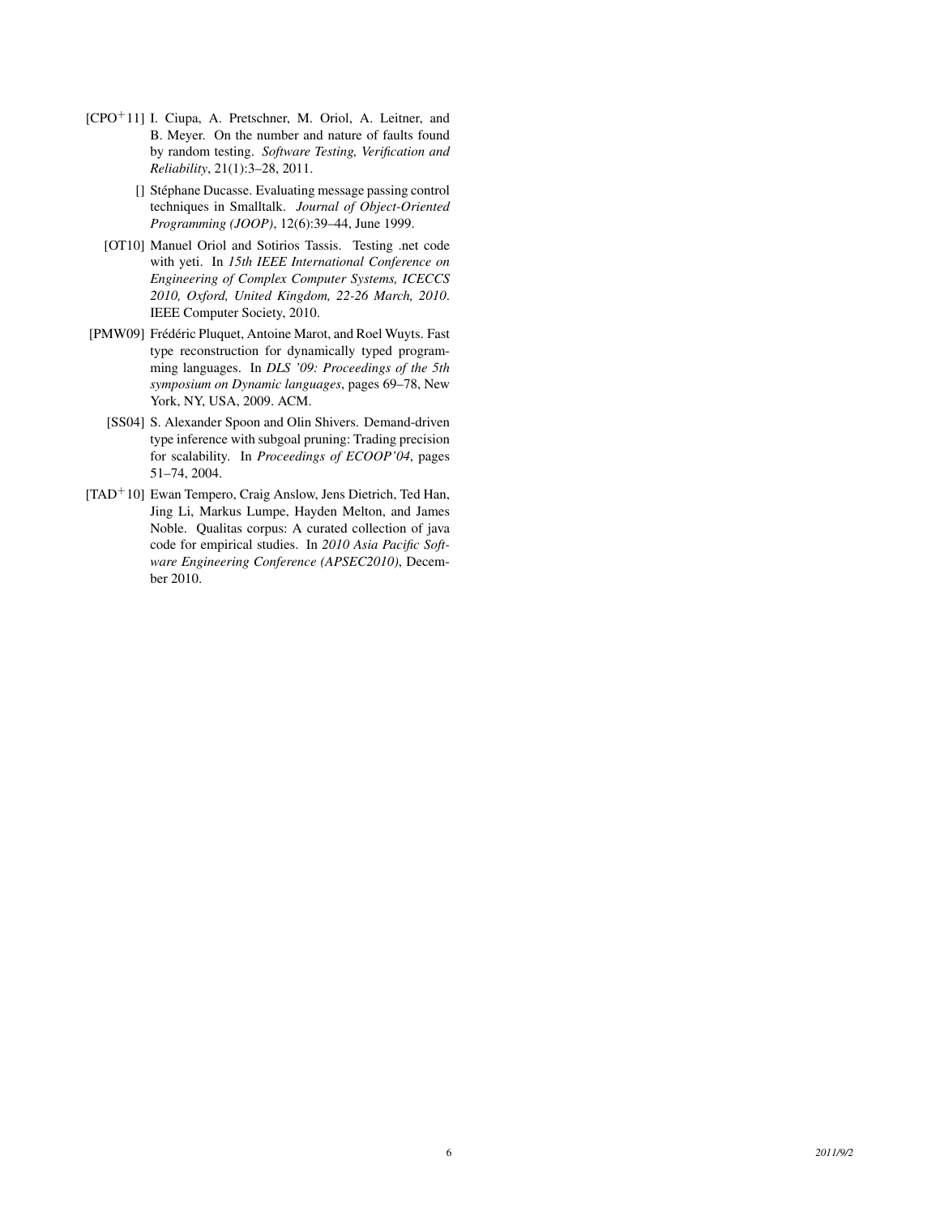[CPO+11] I. Ciupa, A. Pretschner, M. Oriol, A. Leitner, and B. Meyer. On the number and nature of faults found by random testing. *Software Testing, Verification and Reliability*, 21(1):3–28, 2011.

[] Stéphane Ducasse. Evaluating message passing control techniques in Smalltalk. *Journal of Object-Oriented Programming (JOOP)*, 12(6):39–44, June 1999.

[OT10] Manuel Oriol and Sotirios Tassis. Testing .net code with yeti. In *15th IEEE International Conference on Engineering of Complex Computer Systems, ICECCS 2010, Oxford, United Kingdom, 22-26 March, 2010*. IEEE Computer Society, 2010.

[PMW09] Frédéric Pluquet, Antoine Marot, and Roel Wuyts. Fast type reconstruction for dynamically typed programming languages. In *DLS '09: Proceedings of the 5th symposium on Dynamic languages*, pages 69–78, New York, NY, USA, 2009. ACM.

[SS04] S. Alexander Spoon and Olin Shivers. Demand-driven type inference with subgoal pruning: Trading precision for scalability. In *Proceedings of ECOOP'04*, pages 51–74, 2004.

[TAD+10] Ewan Tempero, Craig Anslow, Jens Dietrich, Ted Han, Jing Li, Markus Lumpe, Hayden Melton, and James Noble. Qualitas corpus: A curated collection of java code for empirical studies. In *2010 Asia Pacific Software Engineering Conference (APSEC2010)*, December 2010.